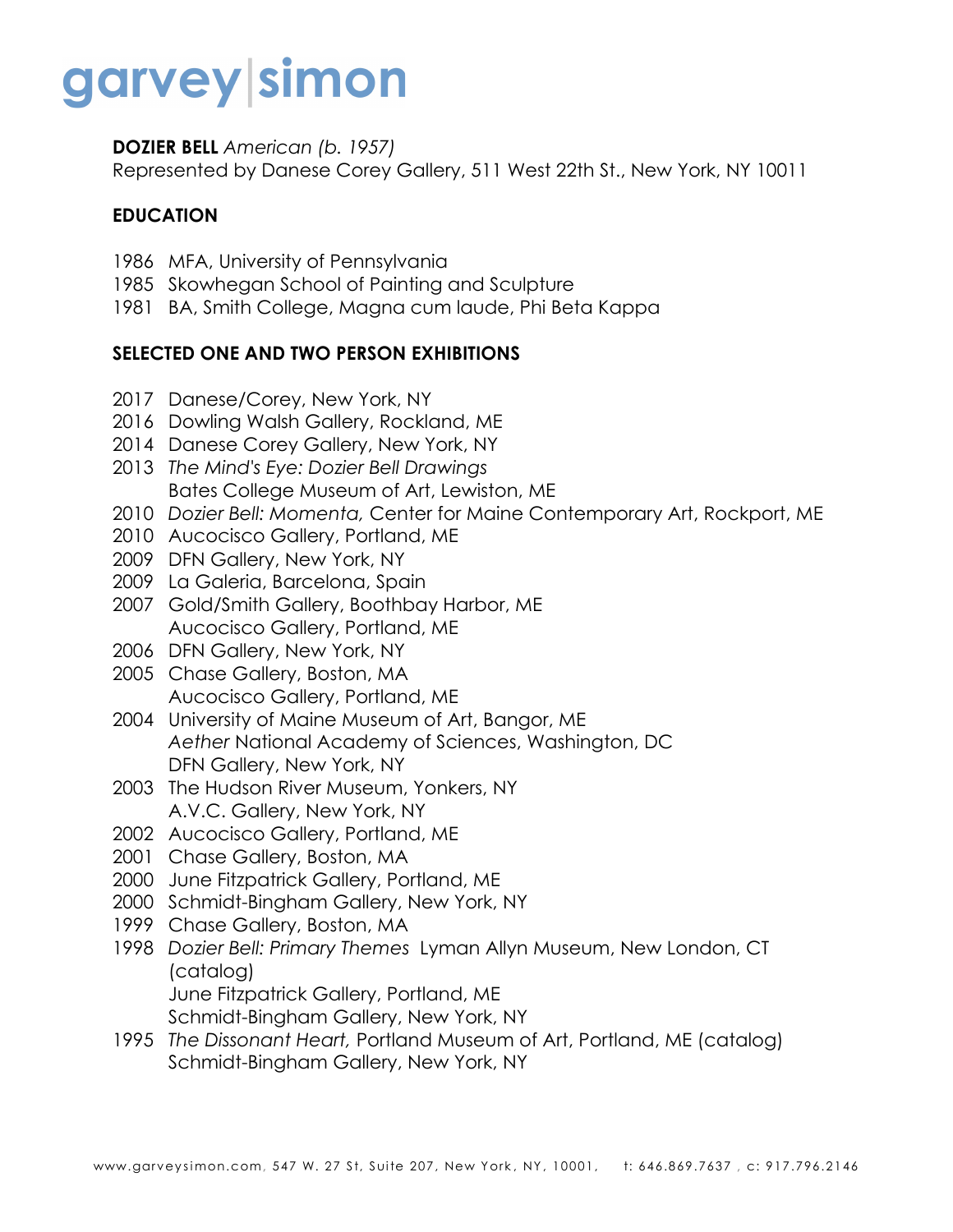# garvey|simon

**DOZIER BELL** *American (b. 1957)*
Represented by Danese Corey Gallery, 511 West 22th St., New York, NY 10011

## EDUCATION

1986 MFA, University of Pennsylvania
1985 Skowhegan School of Painting and Sculpture
1981 BA, Smith College, Magna cum laude, Phi Beta Kappa

## SELECTED ONE AND TWO PERSON EXHIBITIONS

2017 Danese/Corey, New York, NY
2016 Dowling Walsh Gallery, Rockland, ME
2014 Danese Corey Gallery, New York, NY
2013 *The Mind's Eye: Dozier Bell Drawings*
Bates College Museum of Art, Lewiston, ME
2010 *Dozier Bell: Momenta,* Center for Maine Contemporary Art, Rockport, ME
2010 Aucocisco Gallery, Portland, ME
2009 DFN Gallery, New York, NY
2009 La Galeria, Barcelona, Spain
2007 Gold/Smith Gallery, Boothbay Harbor, ME
Aucocisco Gallery, Portland, ME
2006 DFN Gallery, New York, NY
2005 Chase Gallery, Boston, MA
Aucocisco Gallery, Portland, ME
2004 University of Maine Museum of Art, Bangor, ME
*Aether* National Academy of Sciences, Washington, DC
DFN Gallery, New York, NY
2003 The Hudson River Museum, Yonkers, NY
A.V.C. Gallery, New York, NY
2002 Aucocisco Gallery, Portland, ME
2001 Chase Gallery, Boston, MA
2000 June Fitzpatrick Gallery, Portland, ME
2000 Schmidt-Bingham Gallery, New York, NY
1999 Chase Gallery, Boston, MA
1998 *Dozier Bell: Primary Themes* Lyman Allyn Museum, New London, CT (catalog)
June Fitzpatrick Gallery, Portland, ME
Schmidt-Bingham Gallery, New York, NY
1995 *The Dissonant Heart,* Portland Museum of Art, Portland, ME (catalog)
Schmidt-Bingham Gallery, New York, NY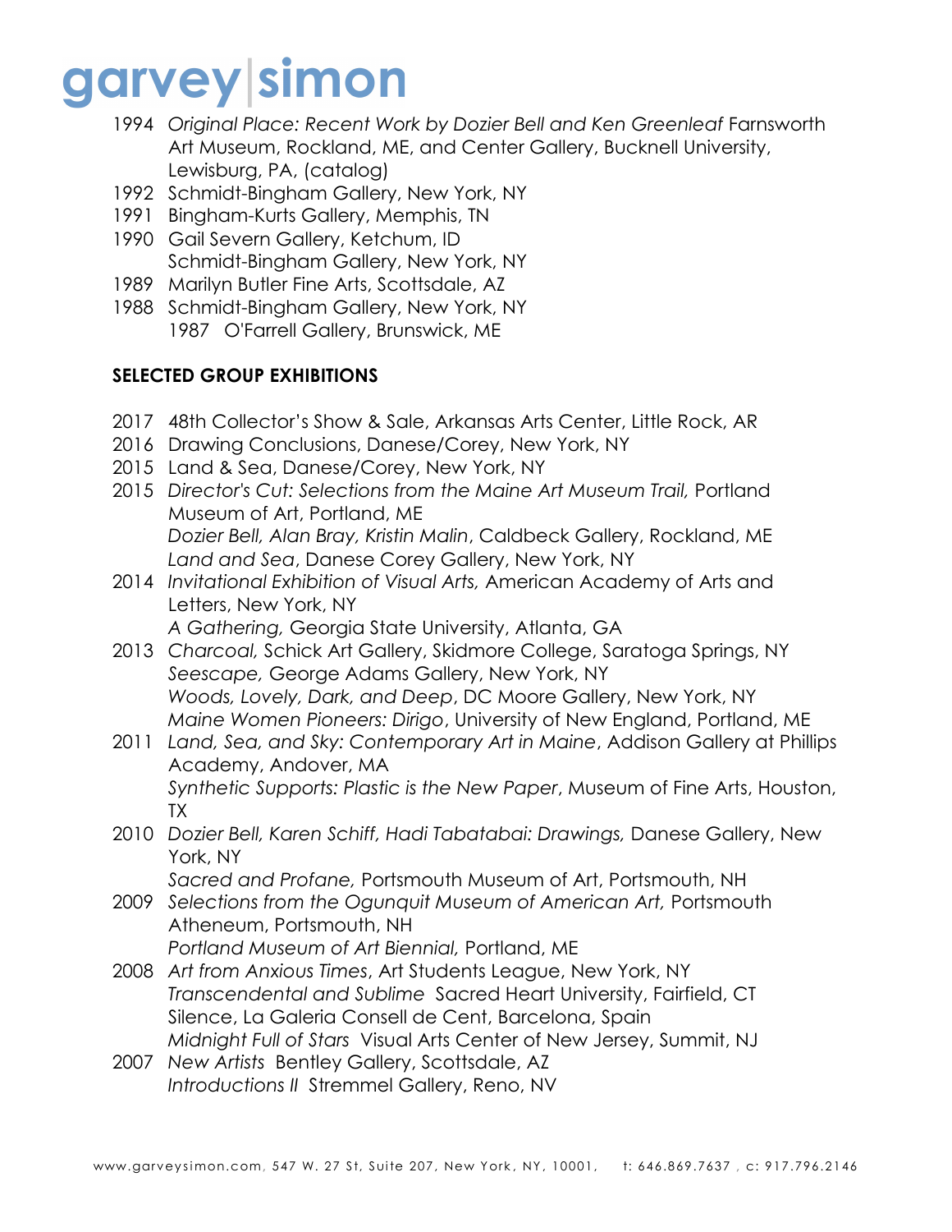1994 *Original Place: Recent Work by Dozier Bell and Ken Greenleaf* Farnsworth Art Museum, Rockland, ME, and Center Gallery, Bucknell University, Lewisburg, PA, (catalog)
1992 Schmidt-Bingham Gallery, New York, NY
1991 Bingham-Kurts Gallery, Memphis, TN
1990 Gail Severn Gallery, Ketchum, ID
Schmidt-Bingham Gallery, New York, NY
1989 Marilyn Butler Fine Arts, Scottsdale, AZ
1988 Schmidt-Bingham Gallery, New York, NY
1987 O'Farrell Gallery, Brunswick, ME

**SELECTED GROUP EXHIBITIONS**

2017 48th Collector's Show & Sale, Arkansas Arts Center, Little Rock, AR
2016 Drawing Conclusions, Danese/Corey, New York, NY
2015 Land & Sea, Danese/Corey, New York, NY
2015 *Director's Cut: Selections from the Maine Art Museum Trail,* Portland Museum of Art, Portland, ME
*Dozier Bell, Alan Bray, Kristin Malin*, Caldbeck Gallery, Rockland, ME
*Land and Sea*, Danese Corey Gallery, New York, NY
2014 *Invitational Exhibition of Visual Arts,* American Academy of Arts and Letters, New York, NY
*A Gathering,* Georgia State University, Atlanta, GA
2013 *Charcoal,* Schick Art Gallery, Skidmore College, Saratoga Springs, NY
*Seescape,* George Adams Gallery, New York, NY
*Woods, Lovely, Dark, and Deep*, DC Moore Gallery, New York, NY
*Maine Women Pioneers: Dirigo*, University of New England, Portland, ME
2011 *Land, Sea, and Sky: Contemporary Art in Maine*, Addison Gallery at Phillips Academy, Andover, MA
*Synthetic Supports: Plastic is the New Paper*, Museum of Fine Arts, Houston, TX
2010 *Dozier Bell, Karen Schiff, Hadi Tabatabai: Drawings,* Danese Gallery, New York, NY
*Sacred and Profane,* Portsmouth Museum of Art, Portsmouth, NH
2009 *Selections from the Ogunquit Museum of American Art,* Portsmouth Atheneum, Portsmouth, NH
*Portland Museum of Art Biennial,* Portland, ME
2008 *Art from Anxious Times*, Art Students League, New York, NY
*Transcendental and Sublime* Sacred Heart University, Fairfield, CT
Silence, La Galeria Consell de Cent, Barcelona, Spain
*Midnight Full of Stars* Visual Arts Center of New Jersey, Summit, NJ
2007 *New Artists* Bentley Gallery, Scottsdale, AZ
*Introductions II* Stremmel Gallery, Reno, NV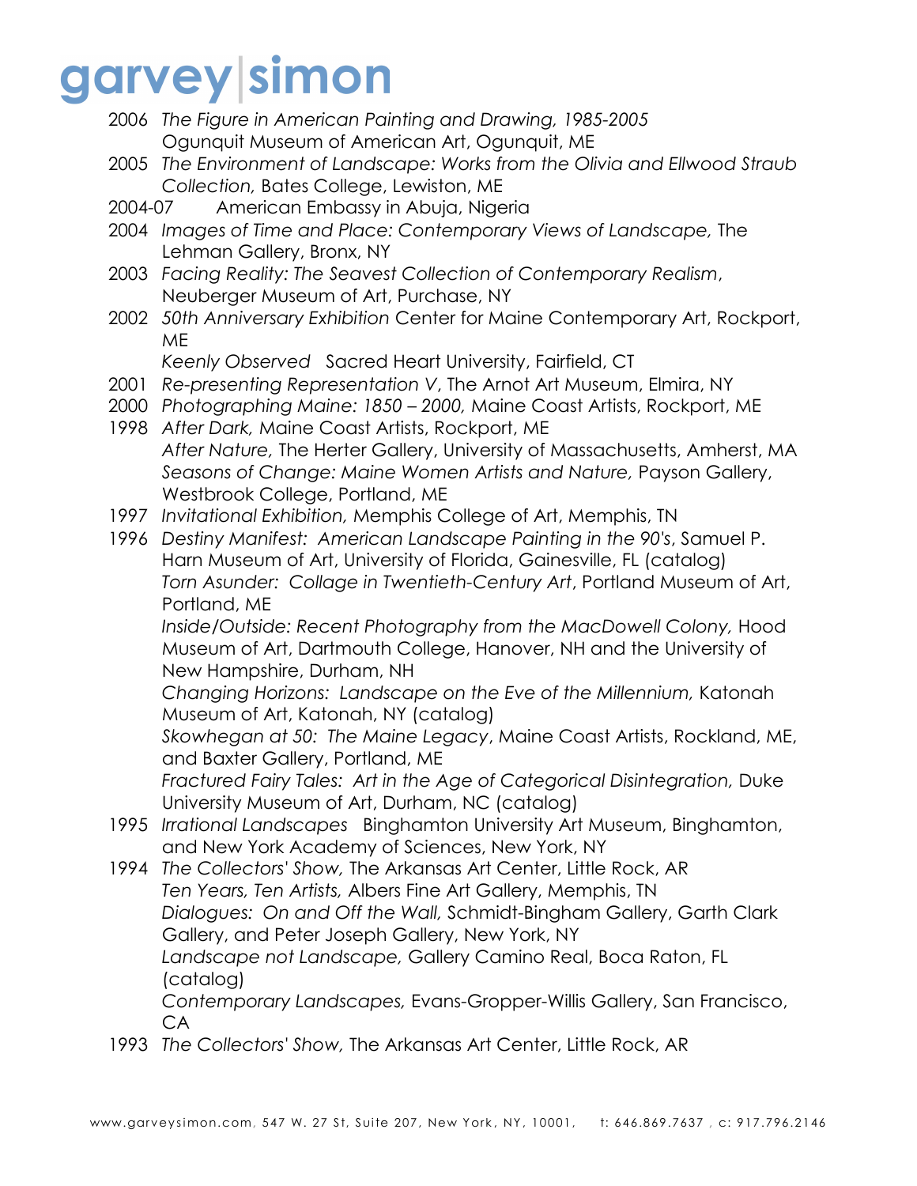2006 *The Figure in American Painting and Drawing, 1985-2005*
Ogunquit Museum of American Art, Ogunquit, ME

2005 *The Environment of Landscape: Works from the Olivia and Ellwood Straub Collection,* Bates College, Lewiston, ME

2004-07 American Embassy in Abuja, Nigeria

2004 *Images of Time and Place: Contemporary Views of Landscape,* The Lehman Gallery, Bronx, NY

2003 *Facing Reality: The Seavest Collection of Contemporary Realism*, Neuberger Museum of Art, Purchase, NY

2002 *50th Anniversary Exhibition* Center for Maine Contemporary Art, Rockport, ME
*Keenly Observed* Sacred Heart University, Fairfield, CT

2001 *Re-presenting Representation V*, The Arnot Art Museum, Elmira, NY

2000 *Photographing Maine: 1850 – 2000,* Maine Coast Artists, Rockport, ME

1998 *After Dark,* Maine Coast Artists, Rockport, ME
*After Nature,* The Herter Gallery, University of Massachusetts, Amherst, MA
*Seasons of Change: Maine Women Artists and Nature,* Payson Gallery, Westbrook College, Portland, ME

1997 *Invitational Exhibition,* Memphis College of Art, Memphis, TN

1996 *Destiny Manifest: American Landscape Painting in the 90's*, Samuel P. Harn Museum of Art, University of Florida, Gainesville, FL (catalog)
*Torn Asunder: Collage in Twentieth-Century Art*, Portland Museum of Art, Portland, ME
*Inside/Outside: Recent Photography from the MacDowell Colony,* Hood Museum of Art, Dartmouth College, Hanover, NH and the University of New Hampshire, Durham, NH
*Changing Horizons: Landscape on the Eve of the Millennium,* Katonah Museum of Art, Katonah, NY (catalog)
*Skowhegan at 50: The Maine Legacy*, Maine Coast Artists, Rockland, ME, and Baxter Gallery, Portland, ME
*Fractured Fairy Tales: Art in the Age of Categorical Disintegration,* Duke University Museum of Art, Durham, NC (catalog)

1995 *Irrational Landscapes* Binghamton University Art Museum, Binghamton, and New York Academy of Sciences, New York, NY

1994 *The Collectors' Show,* The Arkansas Art Center, Little Rock, AR
*Ten Years, Ten Artists,* Albers Fine Art Gallery, Memphis, TN
*Dialogues: On and Off the Wall,* Schmidt-Bingham Gallery, Garth Clark Gallery, and Peter Joseph Gallery, New York, NY
*Landscape not Landscape,* Gallery Camino Real, Boca Raton, FL (catalog)
*Contemporary Landscapes,* Evans-Gropper-Willis Gallery, San Francisco, CA

1993 *The Collectors' Show,* The Arkansas Art Center, Little Rock, AR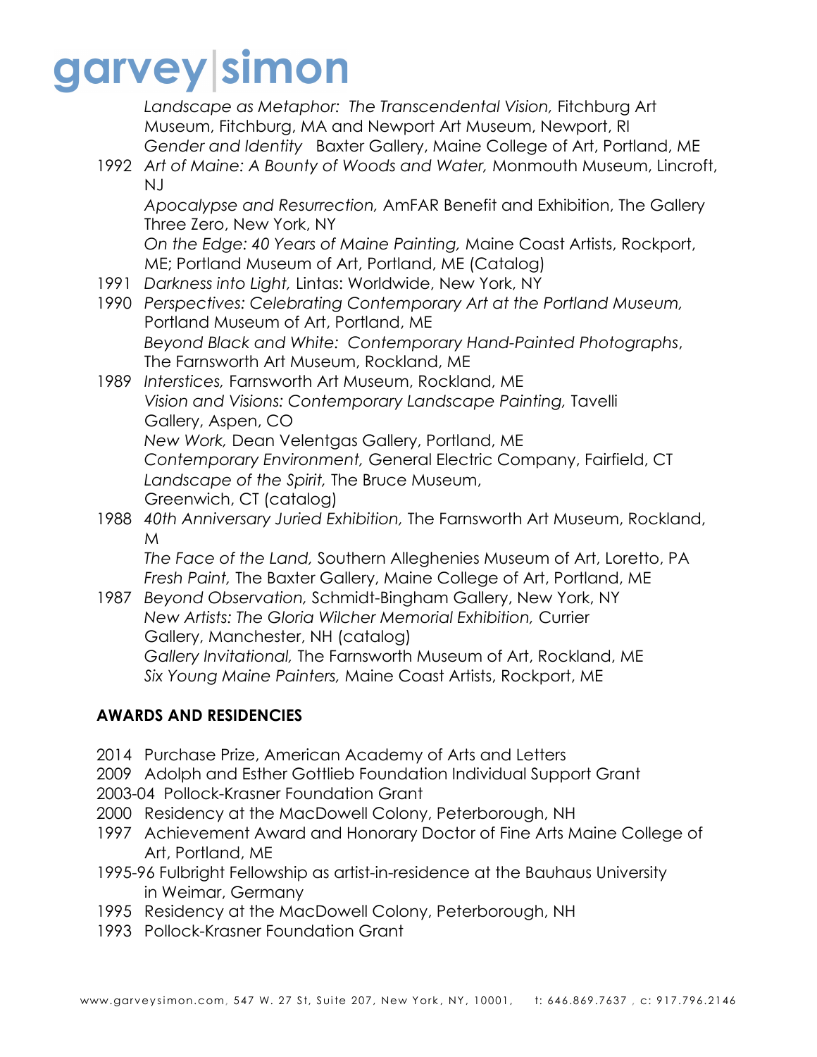*Landscape as Metaphor: The Transcendental Vision,* Fitchburg Art Museum, Fitchburg, MA and Newport Art Museum, Newport, RI
*Gender and Identity* Baxter Gallery, Maine College of Art, Portland, ME

1992 *Art of Maine: A Bounty of Woods and Water,* Monmouth Museum, Lincroft, NJ
*Apocalypse and Resurrection,* AmFAR Benefit and Exhibition, The Gallery Three Zero, New York, NY
*On the Edge: 40 Years of Maine Painting,* Maine Coast Artists, Rockport, ME; Portland Museum of Art, Portland, ME (Catalog)

1991 *Darkness into Light,* Lintas: Worldwide, New York, NY

1990 *Perspectives: Celebrating Contemporary Art at the Portland Museum,* Portland Museum of Art, Portland, ME
*Beyond Black and White: Contemporary Hand-Painted Photographs*, The Farnsworth Art Museum, Rockland, ME

1989 *Interstices,* Farnsworth Art Museum, Rockland, ME
*Vision and Visions: Contemporary Landscape Painting,* Tavelli Gallery, Aspen, CO
*New Work,* Dean Velentgas Gallery, Portland, ME
*Contemporary Environment,* General Electric Company, Fairfield, CT
*Landscape of the Spirit,* The Bruce Museum, Greenwich, CT (catalog)

1988 *40th Anniversary Juried Exhibition,* The Farnsworth Art Museum, Rockland, M
*The Face of the Land,* Southern Alleghenies Museum of Art, Loretto, PA
*Fresh Paint,* The Baxter Gallery, Maine College of Art, Portland, ME

1987 *Beyond Observation,* Schmidt-Bingham Gallery, New York, NY
*New Artists: The Gloria Wilcher Memorial Exhibition,* Currier Gallery, Manchester, NH (catalog)
*Gallery Invitational,* The Farnsworth Museum of Art, Rockland, ME
*Six Young Maine Painters,* Maine Coast Artists, Rockport, ME

## AWARDS AND RESIDENCIES

2014 Purchase Prize, American Academy of Arts and Letters
2009 Adolph and Esther Gottlieb Foundation Individual Support Grant
2003-04 Pollock-Krasner Foundation Grant
2000 Residency at the MacDowell Colony, Peterborough, NH
1997 Achievement Award and Honorary Doctor of Fine Arts Maine College of Art, Portland, ME
1995-96 Fulbright Fellowship as artist-in-residence at the Bauhaus University in Weimar, Germany
1995 Residency at the MacDowell Colony, Peterborough, NH
1993 Pollock-Krasner Foundation Grant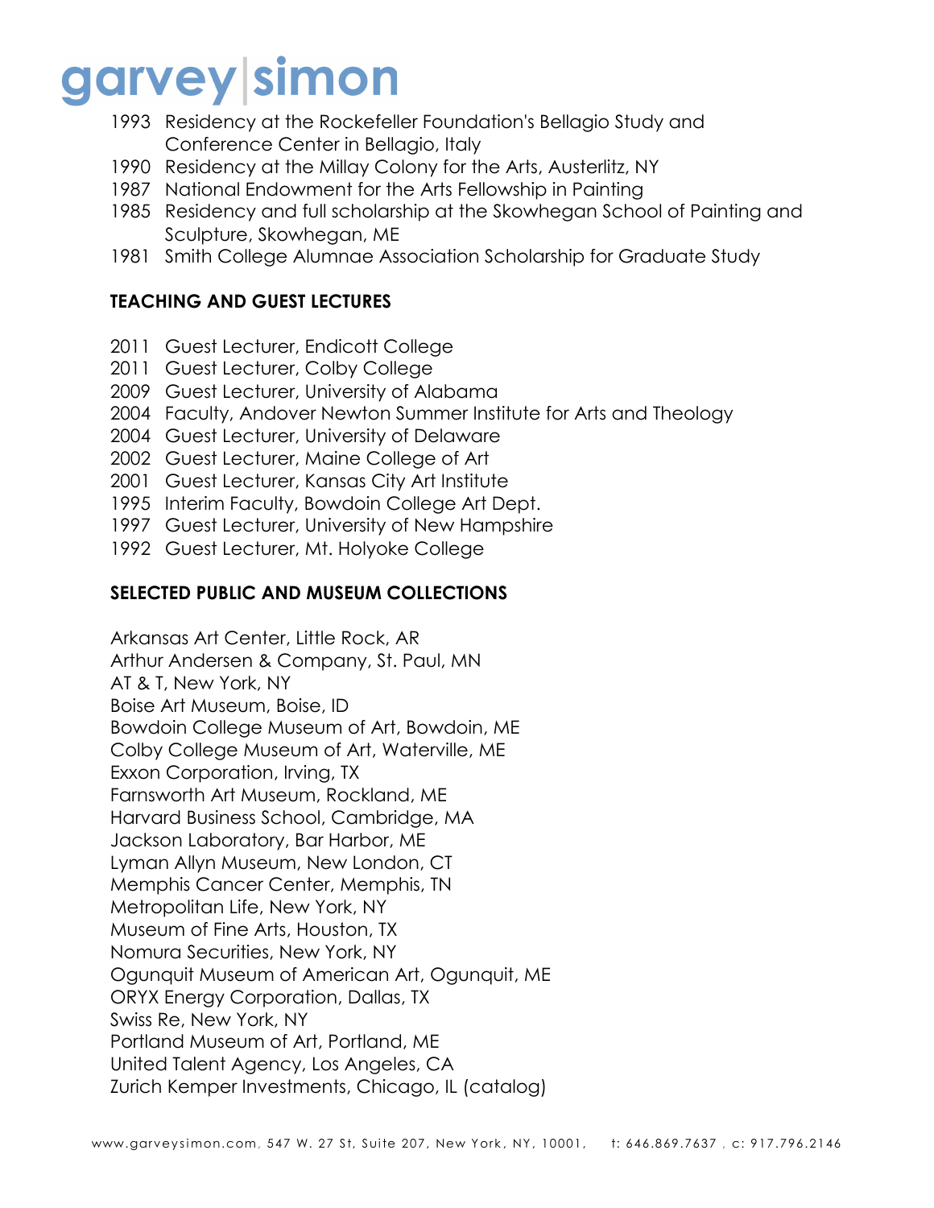1993 Residency at the Rockefeller Foundation's Bellagio Study and Conference Center in Bellagio, Italy
1990 Residency at the Millay Colony for the Arts, Austerlitz, NY
1987 National Endowment for the Arts Fellowship in Painting
1985 Residency and full scholarship at the Skowhegan School of Painting and Sculpture, Skowhegan, ME
1981 Smith College Alumnae Association Scholarship for Graduate Study

**TEACHING AND GUEST LECTURES**

2011 Guest Lecturer, Endicott College
2011 Guest Lecturer, Colby College
2009 Guest Lecturer, University of Alabama
2004 Faculty, Andover Newton Summer Institute for Arts and Theology
2004 Guest Lecturer, University of Delaware
2002 Guest Lecturer, Maine College of Art
2001 Guest Lecturer, Kansas City Art Institute
1995 Interim Faculty, Bowdoin College Art Dept.
1997 Guest Lecturer, University of New Hampshire
1992 Guest Lecturer, Mt. Holyoke College

**SELECTED PUBLIC AND MUSEUM COLLECTIONS**

Arkansas Art Center, Little Rock, AR
Arthur Andersen & Company, St. Paul, MN
AT & T, New York, NY
Boise Art Museum, Boise, ID
Bowdoin College Museum of Art, Bowdoin, ME
Colby College Museum of Art, Waterville, ME
Exxon Corporation, Irving, TX
Farnsworth Art Museum, Rockland, ME
Harvard Business School, Cambridge, MA
Jackson Laboratory, Bar Harbor, ME
Lyman Allyn Museum, New London, CT
Memphis Cancer Center, Memphis, TN
Metropolitan Life, New York, NY
Museum of Fine Arts, Houston, TX
Nomura Securities, New York, NY
Ogunquit Museum of American Art, Ogunquit, ME
ORYX Energy Corporation, Dallas, TX
Swiss Re, New York, NY
Portland Museum of Art, Portland, ME
United Talent Agency, Los Angeles, CA
Zurich Kemper Investments, Chicago, IL (catalog)